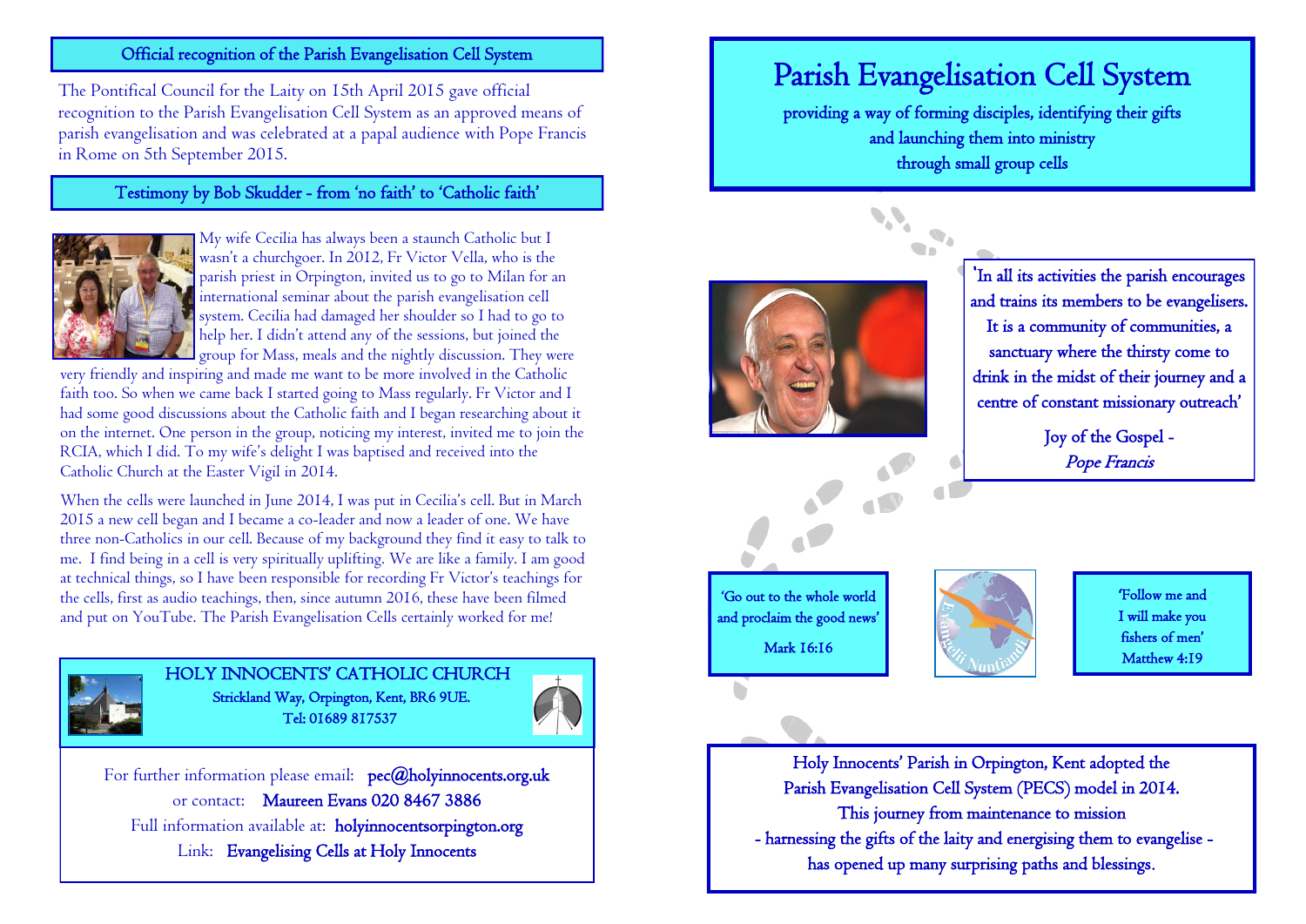## Official recognition of the Parish Evangelisation Cell System

The Pontifical Council for the Laity on 15th April 2015 gave official recognition to the Parish Evangelisation Cell System as an approved means of parish evangelisation and was celebrated at a papal audience with Pope Francis in Rome on 5th September 2015.

## Testimony by Bob Skudder - from 'no faith' to 'Catholic faith'

My wife Cecilia has always been a staunch Catholic but I wasn't a churchgoer. In 2012, Fr Victor Vella, who is the parish priest in Orpington, invited us to go to Milan for an international seminar about the parish evangelisation cell system. Cecilia had damaged her shoulder so I had to go to help her. I didn't attend any of the sessions, but joined the group for Mass, meals and the nightly discussion. They were very friendly and inspiring and made me want to be more involved in the Catholic faith too. So when we came back I started going to Mass regularly. Fr Victor and I had some good discussions about the Catholic faith and I began researching about it on the internet. One person in the group, noticing my interest, invited me to join the RCIA, which I did. To my wife's delight I was baptised and received into the Catholic Church at the Easter Vigil in 2014.

When the cells were launched in June 2014, I was put in Cecilia's cell. But in March 2015 a new cell began and I became a co-leader and now a leader of one. We have three non-Catholics in our cell. Because of my background they find it easy to talk to me. I find being in a cell is very spiritually uplifting. We are like a family. I am good at technical things, so I have been responsible for recording Fr Victor's teachings for the cells, first as audio teachings, then, since autumn 2016, these have been filmed and put on YouTube. The Parish Evangelisation Cells certainly worked for me!

**HOLY INNOCENTS' CATHOLIC CHURCH**
Strickland Way, Orpington, Kent, BR6 9UE.
Tel: 01689 817537

For further information please email: **pec@holyinnocents.org.uk**
or contact: **Maureen Evans 020 8467 3886**
Full information available at: **holyinnocentsorpington.org**
Link: **Evangelising Cells at Holy Innocents**

# Parish Evangelisation Cell System

providing a way of forming disciples, identifying their gifts and launching them into ministry through small group cells

'In all its activities the parish encourages and trains its members to be evangelisers. It is a community of communities, a sanctuary where the thirsty come to drink in the midst of their journey and a centre of constant missionary outreach'

Joy of the Gospel - *Pope Francis*

'Go out to the whole world and proclaim the good news'
Mark 16:16

Evangelii Nuntiandi

'Follow me and I will make you fishers of men'
Matthew 4:19

Holy Innocents' Parish in Orpington, Kent adopted the Parish Evangelisation Cell System (PECS) model in 2014. This journey from maintenance to mission - harnessing the gifts of the laity and energising them to evangelise - has opened up many surprising paths and blessings.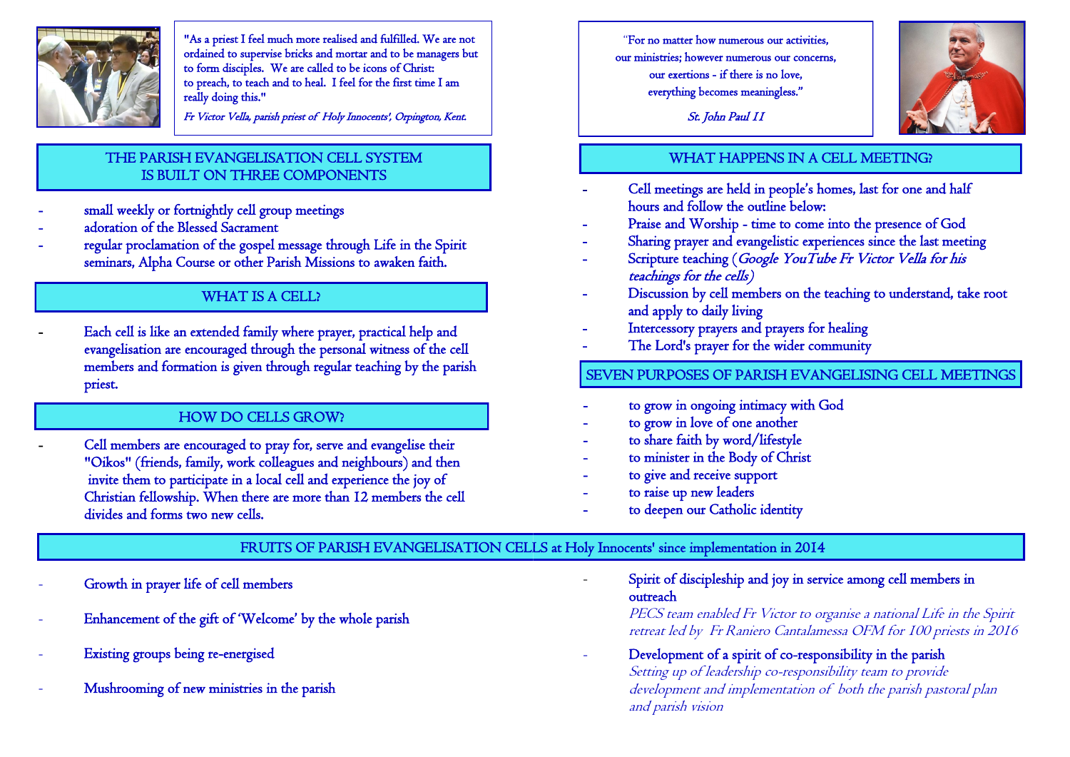"As a priest I feel much more realised and fulfilled. We are not ordained to supervise bricks and mortar and to be managers but to form disciples. We are called to be icons of Christ: to preach, to teach and to heal. I feel for the first time I am really doing this."

*Fr Victor Vella, parish priest of Holy Innocents', Orpington, Kent.*

## THE PARISH EVANGELISATION CELL SYSTEM IS BUILT ON THREE COMPONENTS

- small weekly or fortnightly cell group meetings
- adoration of the Blessed Sacrament
- regular proclamation of the gospel message through Life in the Spirit seminars, Alpha Course or other Parish Missions to awaken faith.

## WHAT IS A CELL?

- Each cell is like an extended family where prayer, practical help and evangelisation are encouraged through the personal witness of the cell members and formation is given through regular teaching by the parish priest.

## HOW DO CELLS GROW?

- Cell members are encouraged to pray for, serve and evangelise their "Oikos" (friends, family, work colleagues and neighbours) and then invite them to participate in a local cell and experience the joy of Christian fellowship. When there are more than 12 members the cell divides and forms two new cells.

"For no matter how numerous our activities, our ministries; however numerous our concerns, our exertions - if there is no love, everything becomes meaningless."

*St. John Paul II*

## WHAT HAPPENS IN A CELL MEETING?

- Cell meetings are held in people's homes, last for one and half hours and follow the outline below:
- Praise and Worship - time to come into the presence of God
- Sharing prayer and evangelistic experiences since the last meeting
- Scripture teaching (*Google YouTube Fr Victor Vella for his teachings for the cells)*
- Discussion by cell members on the teaching to understand, take root and apply to daily living
- Intercessory prayers and prayers for healing
- The Lord's prayer for the wider community

## SEVEN PURPOSES OF PARISH EVANGELISING CELL MEETINGS

- to grow in ongoing intimacy with God
- to grow in love of one another
- to share faith by word/lifestyle
- to minister in the Body of Christ
- to give and receive support
- to raise up new leaders
- to deepen our Catholic identity

## FRUITS OF PARISH EVANGELISATION CELLS at Holy Innocents' since implementation in 2014

- Growth in prayer life of cell members
- Enhancement of the gift of 'Welcome' by the whole parish
- Existing groups being re-energised
- Mushrooming of new ministries in the parish
- Spirit of discipleship and joy in service among cell members in outreach
  *PECS team enabled Fr Victor to organise a national Life in the Spirit retreat led by Fr Raniero Cantalamessa OFM for 100 priests in 2016*
- Development of a spirit of co-responsibility in the parish
  *Setting up of leadership co-responsibility team to provide development and implementation of both the parish pastoral plan and parish vision*